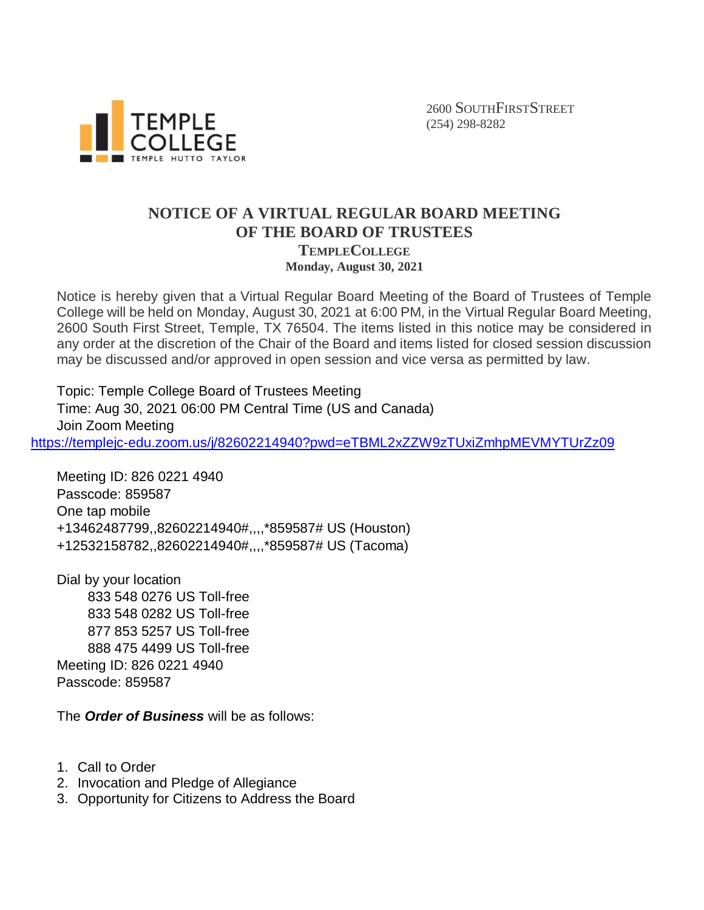TEMPLE COLLEGE
TEMPLE HUTTO TAYLOR

2600 SOUTH FIRST STREET
(254) 298-8282

# NOTICE OF A VIRTUAL REGULAR BOARD MEETING OF THE BOARD OF TRUSTEES

## TEMPLE COLLEGE

**Monday, August 30, 2021**

Notice is hereby given that a Virtual Regular Board Meeting of the Board of Trustees of Temple College will be held on Monday, August 30, 2021 at 6:00 PM, in the Virtual Regular Board Meeting, 2600 South First Street, Temple, TX 76504. The items listed in this notice may be considered in any order at the discretion of the Chair of the Board and items listed for closed session discussion may be discussed and/or approved in open session and vice versa as permitted by law.

Topic: Temple College Board of Trustees Meeting
Time: Aug 30, 2021 06:00 PM Central Time (US and Canada)
Join Zoom Meeting
https://templejc-edu.zoom.us/j/82602214940?pwd=eTBML2xZZW9zTUxiZmhpMEVMYTUrZz09

Meeting ID: 826 0221 4940
Passcode: 859587
One tap mobile
+13462487799,,82602214940#,,,,*859587# US (Houston)
+12532158782,,82602214940#,,,,*859587# US (Tacoma)

Dial by your location
833 548 0276 US Toll-free
833 548 0282 US Toll-free
877 853 5257 US Toll-free
888 475 4499 US Toll-free
Meeting ID: 826 0221 4940
Passcode: 859587

The ***Order of Business*** will be as follows:

1. Call to Order
2. Invocation and Pledge of Allegiance
3. Opportunity for Citizens to Address the Board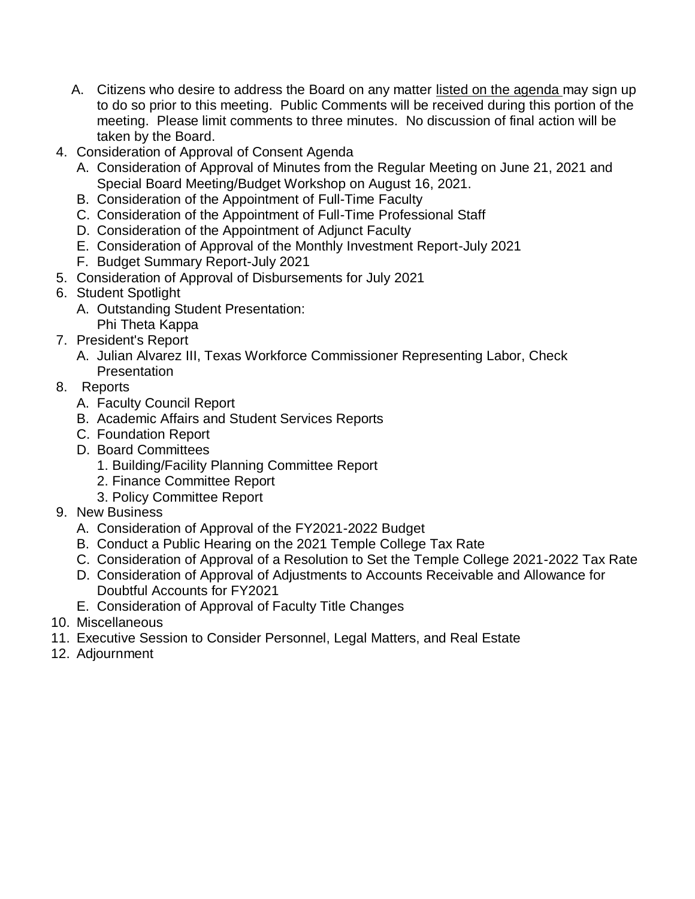A. Citizens who desire to address the Board on any matter <u>listed on the agenda</u> may sign up to do so prior to this meeting. Public Comments will be received during this portion of the meeting. Please limit comments to three minutes. No discussion of final action will be taken by the Board.

4. Consideration of Approval of Consent Agenda
   A. Consideration of Approval of Minutes from the Regular Meeting on June 21, 2021 and Special Board Meeting/Budget Workshop on August 16, 2021.
   B. Consideration of the Appointment of Full-Time Faculty
   C. Consideration of the Appointment of Full-Time Professional Staff
   D. Consideration of the Appointment of Adjunct Faculty
   E. Consideration of Approval of the Monthly Investment Report-July 2021
   F. Budget Summary Report-July 2021
5. Consideration of Approval of Disbursements for July 2021
6. Student Spotlight
   A. Outstanding Student Presentation:
      Phi Theta Kappa
7. President's Report
   A. Julian Alvarez III, Texas Workforce Commissioner Representing Labor, Check Presentation
8. Reports
   A. Faculty Council Report
   B. Academic Affairs and Student Services Reports
   C. Foundation Report
   D. Board Committees
      1. Building/Facility Planning Committee Report
      2. Finance Committee Report
      3. Policy Committee Report
9. New Business
   A. Consideration of Approval of the FY2021-2022 Budget
   B. Conduct a Public Hearing on the 2021 Temple College Tax Rate
   C. Consideration of Approval of a Resolution to Set the Temple College 2021-2022 Tax Rate
   D. Consideration of Approval of Adjustments to Accounts Receivable and Allowance for Doubtful Accounts for FY2021
   E. Consideration of Approval of Faculty Title Changes
10. Miscellaneous
11. Executive Session to Consider Personnel, Legal Matters, and Real Estate
12. Adjournment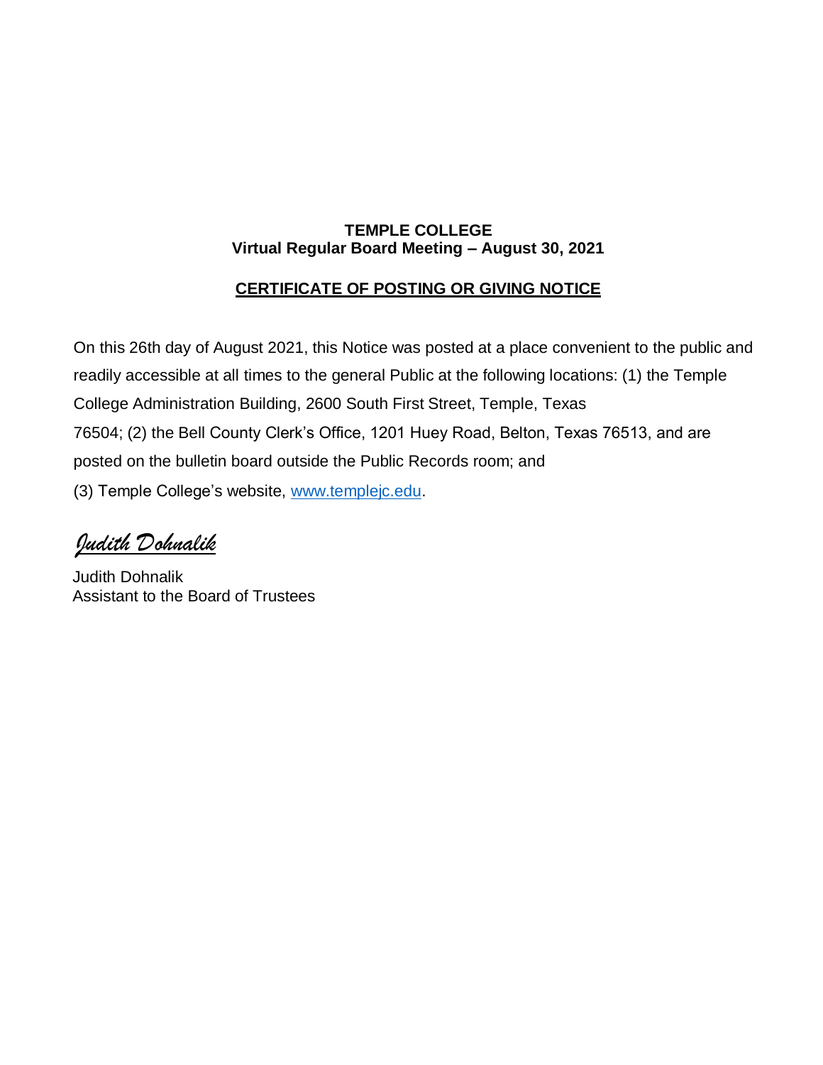**TEMPLE COLLEGE**
**Virtual Regular Board Meeting – August 30, 2021**

**CERTIFICATE OF POSTING OR GIVING NOTICE**

On this 26th day of August 2021, this Notice was posted at a place convenient to the public and readily accessible at all times to the general Public at the following locations: (1) the Temple College Administration Building, 2600 South First Street, Temple, Texas 76504; (2) the Bell County Clerk's Office, 1201 Huey Road, Belton, Texas 76513, and are posted on the bulletin board outside the Public Records room; and (3) Temple College's website, [www.templejc.edu](http://www.templejc.edu).

*Judith Dohnalik*

Judith Dohnalik
Assistant to the Board of Trustees